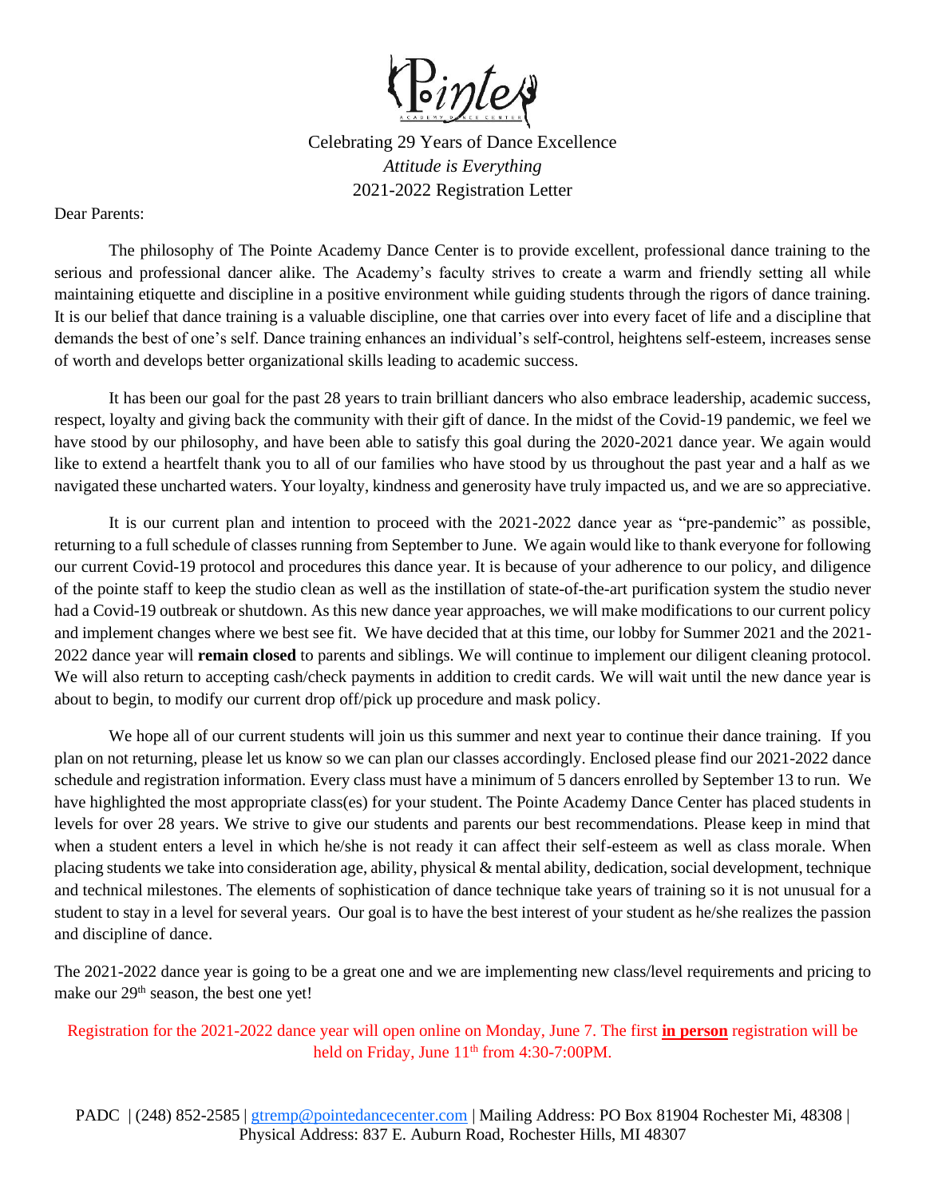Celebrating 29 Years of Dance Excellence

*Attitude is Everything*

2021-2022 Registration Letter

Dear Parents:

The philosophy of The Pointe Academy Dance Center is to provide excellent, professional dance training to the serious and professional dancer alike. The Academy's faculty strives to create a warm and friendly setting all while maintaining etiquette and discipline in a positive environment while guiding students through the rigors of dance training. It is our belief that dance training is a valuable discipline, one that carries over into every facet of life and a discipline that demands the best of one's self. Dance training enhances an individual's self-control, heightens self-esteem, increases sense of worth and develops better organizational skills leading to academic success.

It has been our goal for the past 28 years to train brilliant dancers who also embrace leadership, academic success, respect, loyalty and giving back the community with their gift of dance. In the midst of the Covid-19 pandemic, we feel we have stood by our philosophy, and have been able to satisfy this goal during the 2020-2021 dance year. We again would like to extend a heartfelt thank you to all of our families who have stood by us throughout the past year and a half as we navigated these uncharted waters. Your loyalty, kindness and generosity have truly impacted us, and we are so appreciative.

It is our current plan and intention to proceed with the 2021-2022 dance year as "pre-pandemic" as possible, returning to a full schedule of classes running from September to June. We again would like to thank everyone for following our current Covid-19 protocol and procedures this dance year. It is because of your adherence to our policy, and diligence of the pointe staff to keep the studio clean as well as the instillation of state-of-the-art purification system the studio never had a Covid-19 outbreak or shutdown. As this new dance year approaches, we will make modifications to our current policy and implement changes where we best see fit. We have decided that at this time, our lobby for Summer 2021 and the 2021-2022 dance year will **remain closed** to parents and siblings. We will continue to implement our diligent cleaning protocol. We will also return to accepting cash/check payments in addition to credit cards. We will wait until the new dance year is about to begin, to modify our current drop off/pick up procedure and mask policy.

We hope all of our current students will join us this summer and next year to continue their dance training. If you plan on not returning, please let us know so we can plan our classes accordingly. Enclosed please find our 2021-2022 dance schedule and registration information. Every class must have a minimum of 5 dancers enrolled by September 13 to run. We have highlighted the most appropriate class(es) for your student. The Pointe Academy Dance Center has placed students in levels for over 28 years. We strive to give our students and parents our best recommendations. Please keep in mind that when a student enters a level in which he/she is not ready it can affect their self-esteem as well as class morale. When placing students we take into consideration age, ability, physical & mental ability, dedication, social development, technique and technical milestones. The elements of sophistication of dance technique take years of training so it is not unusual for a student to stay in a level for several years. Our goal is to have the best interest of your student as he/she realizes the passion and discipline of dance.

The 2021-2022 dance year is going to be a great one and we are implementing new class/level requirements and pricing to make our 29th season, the best one yet!

Registration for the 2021-2022 dance year will open online on Monday, June 7. The first **in person** registration will be held on Friday, June 11th from 4:30-7:00PM.

PADC | (248) 852-2585 | gtremp@pointedancecenter.com | Mailing Address: PO Box 81904 Rochester Mi, 48308 | Physical Address: 837 E. Auburn Road, Rochester Hills, MI 48307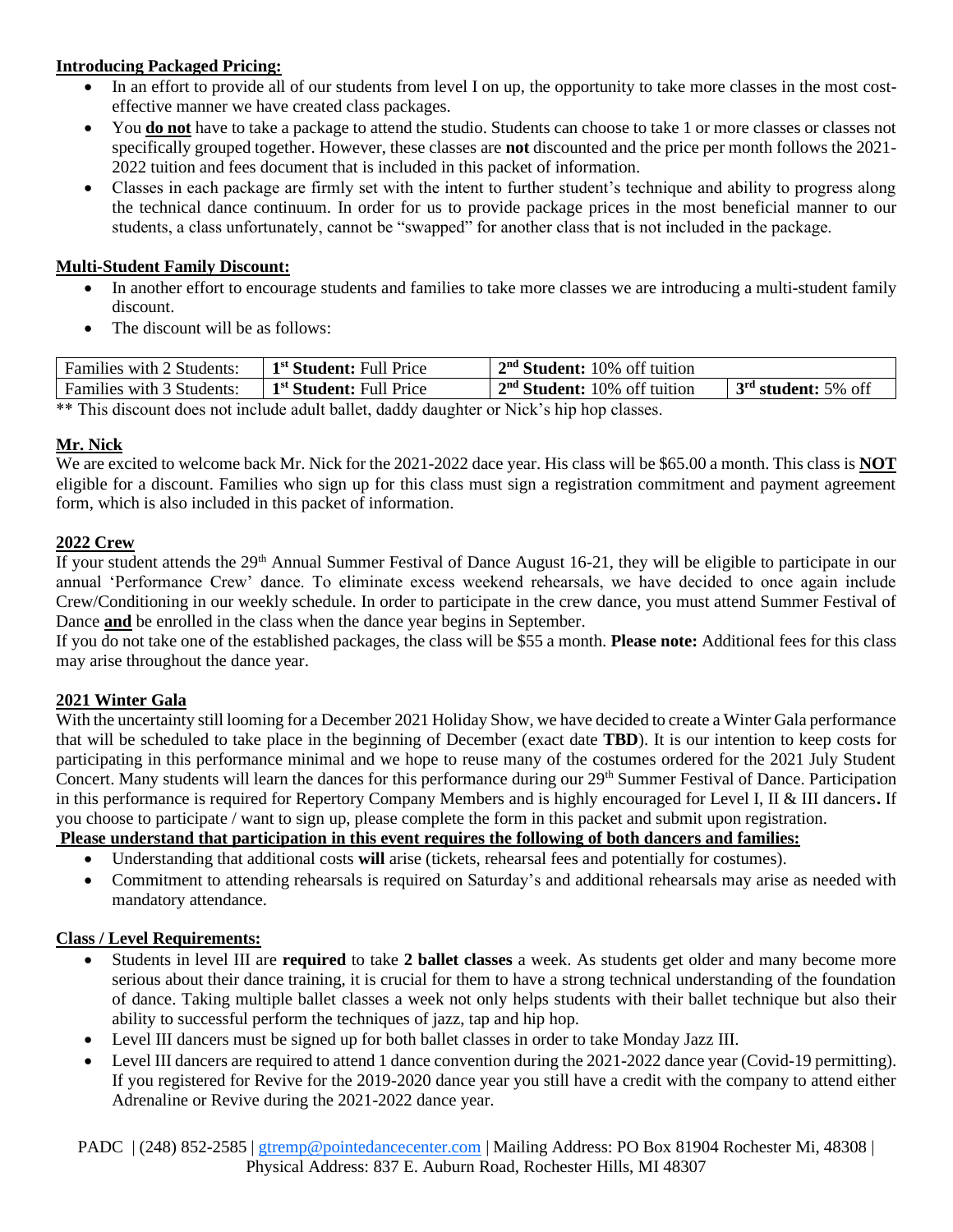**Introducing Packaged Pricing:**

- In an effort to provide all of our students from level I on up, the opportunity to take more classes in the most cost-effective manner we have created class packages.
- You **do not** have to take a package to attend the studio. Students can choose to take 1 or more classes or classes not specifically grouped together. However, these classes are **not** discounted and the price per month follows the 2021-2022 tuition and fees document that is included in this packet of information.
- Classes in each package are firmly set with the intent to further student's technique and ability to progress along the technical dance continuum. In order for us to provide package prices in the most beneficial manner to our students, a class unfortunately, cannot be "swapped" for another class that is not included in the package.

**Multi-Student Family Discount:**

- In another effort to encourage students and families to take more classes we are introducing a multi-student family discount.
- The discount will be as follows:

| Families with 2 Students: | 1st **Student:** Full Price | 2nd **Student:** 10% off tuition | |
|---|---|---|---|
| Families with 3 Students: | 1st **Student:** Full Price | 2nd **Student:** 10% off tuition | 3rd **student:** 5% off |

** This discount does not include adult ballet, daddy daughter or Nick's hip hop classes.

**Mr. Nick**

We are excited to welcome back Mr. Nick for the 2021-2022 dace year. His class will be $65.00 a month. This class is **NOT** eligible for a discount. Families who sign up for this class must sign a registration commitment and payment agreement form, which is also included in this packet of information.

**2022 Crew**

If your student attends the 29th Annual Summer Festival of Dance August 16-21, they will be eligible to participate in our annual 'Performance Crew' dance. To eliminate excess weekend rehearsals, we have decided to once again include Crew/Conditioning in our weekly schedule. In order to participate in the crew dance, you must attend Summer Festival of Dance **and** be enrolled in the class when the dance year begins in September.

If you do not take one of the established packages, the class will be $55 a month. **Please note:** Additional fees for this class may arise throughout the dance year.

**2021 Winter Gala**

With the uncertainty still looming for a December 2021 Holiday Show, we have decided to create a Winter Gala performance that will be scheduled to take place in the beginning of December (exact date **TBD**). It is our intention to keep costs for participating in this performance minimal and we hope to reuse many of the costumes ordered for the 2021 July Student Concert. Many students will learn the dances for this performance during our 29th Summer Festival of Dance. Participation in this performance is required for Repertory Company Members and is highly encouraged for Level I, II & III dancers**.** If you choose to participate / want to sign up, please complete the form in this packet and submit upon registration.

**Please understand that participation in this event requires the following of both dancers and families:**

- Understanding that additional costs **will** arise (tickets, rehearsal fees and potentially for costumes).
- Commitment to attending rehearsals is required on Saturday's and additional rehearsals may arise as needed with mandatory attendance.

**Class / Level Requirements:**

- Students in level III are **required** to take **2 ballet classes** a week. As students get older and many become more serious about their dance training, it is crucial for them to have a strong technical understanding of the foundation of dance. Taking multiple ballet classes a week not only helps students with their ballet technique but also their ability to successful perform the techniques of jazz, tap and hip hop.
- Level III dancers must be signed up for both ballet classes in order to take Monday Jazz III.
- Level III dancers are required to attend 1 dance convention during the 2021-2022 dance year (Covid-19 permitting). If you registered for Revive for the 2019-2020 dance year you still have a credit with the company to attend either Adrenaline or Revive during the 2021-2022 dance year.

PADC | (248) 852-2585 | gtremp@pointedancecenter.com | Mailing Address: PO Box 81904 Rochester Mi, 48308 | Physical Address: 837 E. Auburn Road, Rochester Hills, MI 48307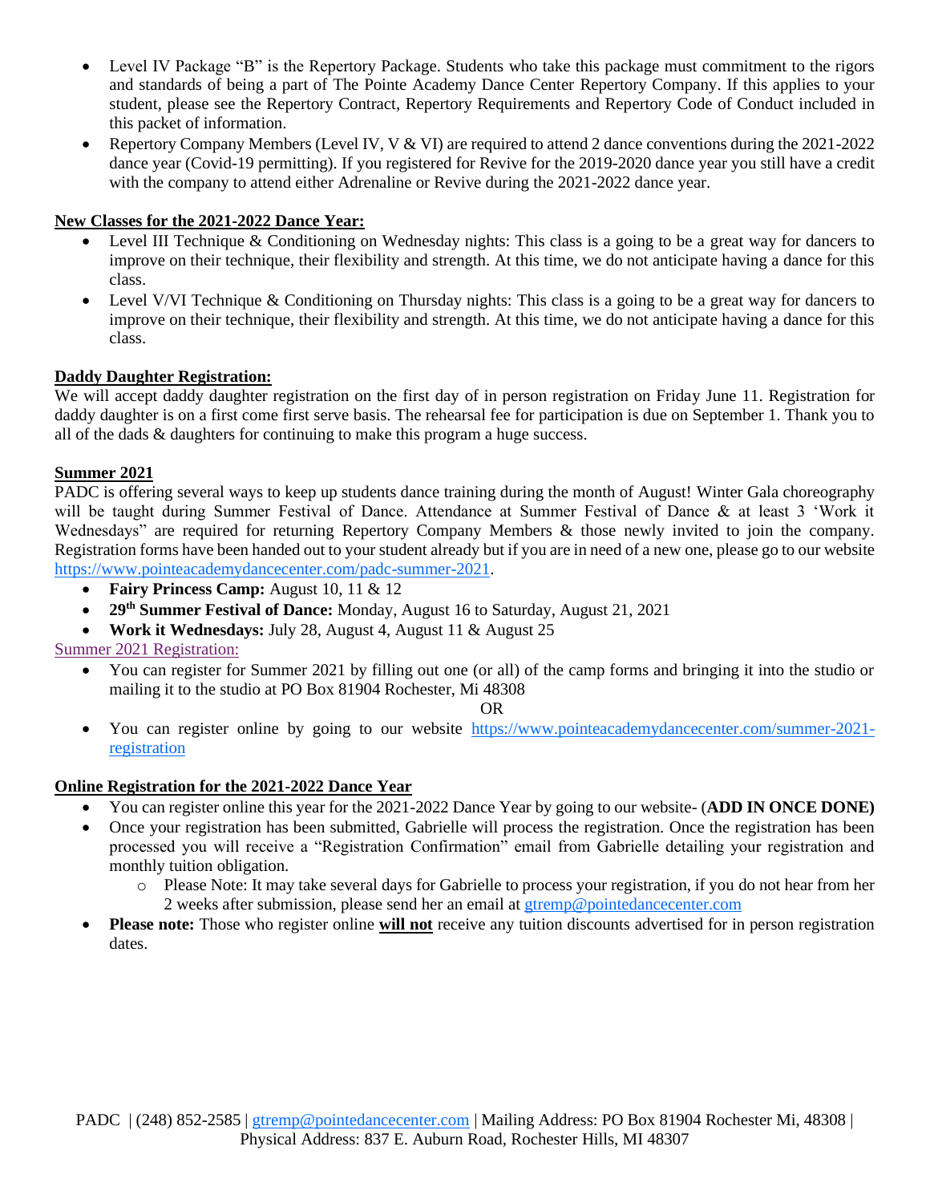- Level IV Package "B" is the Repertory Package. Students who take this package must commitment to the rigors and standards of being a part of The Pointe Academy Dance Center Repertory Company. If this applies to your student, please see the Repertory Contract, Repertory Requirements and Repertory Code of Conduct included in this packet of information.
- Repertory Company Members (Level IV, V & VI) are required to attend 2 dance conventions during the 2021-2022 dance year (Covid-19 permitting). If you registered for Revive for the 2019-2020 dance year you still have a credit with the company to attend either Adrenaline or Revive during the 2021-2022 dance year.

**New Classes for the 2021-2022 Dance Year:**

- Level III Technique & Conditioning on Wednesday nights: This class is a going to be a great way for dancers to improve on their technique, their flexibility and strength. At this time, we do not anticipate having a dance for this class.
- Level V/VI Technique & Conditioning on Thursday nights: This class is a going to be a great way for dancers to improve on their technique, their flexibility and strength. At this time, we do not anticipate having a dance for this class.

**Daddy Daughter Registration:**

We will accept daddy daughter registration on the first day of in person registration on Friday June 11. Registration for daddy daughter is on a first come first serve basis. The rehearsal fee for participation is due on September 1. Thank you to all of the dads & daughters for continuing to make this program a huge success.

**Summer 2021**

PADC is offering several ways to keep up students dance training during the month of August! Winter Gala choreography will be taught during Summer Festival of Dance. Attendance at Summer Festival of Dance & at least 3 'Work it Wednesdays" are required for returning Repertory Company Members & those newly invited to join the company. Registration forms have been handed out to your student already but if you are in need of a new one, please go to our website https://www.pointeacademydancecenter.com/padc-summer-2021.

- **Fairy Princess Camp:** August 10, 11 & 12
- **29th Summer Festival of Dance:** Monday, August 16 to Saturday, August 21, 2021
- **Work it Wednesdays:** July 28, August 4, August 11 & August 25

Summer 2021 Registration:

- You can register for Summer 2021 by filling out one (or all) of the camp forms and bringing it into the studio or mailing it to the studio at PO Box 81904 Rochester, Mi 48308

OR

- You can register online by going to our website https://www.pointeacademydancecenter.com/summer-2021-registration

**Online Registration for the 2021-2022 Dance Year**

- You can register online this year for the 2021-2022 Dance Year by going to our website- (**ADD IN ONCE DONE)**
- Once your registration has been submitted, Gabrielle will process the registration. Once the registration has been processed you will receive a "Registration Confirmation" email from Gabrielle detailing your registration and monthly tuition obligation.
  - Please Note: It may take several days for Gabrielle to process your registration, if you do not hear from her 2 weeks after submission, please send her an email at gtremp@pointedancecenter.com
- **Please note:** Those who register online **will not** receive any tuition discounts advertised for in person registration dates.

PADC | (248) 852-2585 | gtremp@pointedancecenter.com | Mailing Address: PO Box 81904 Rochester Mi, 48308 | Physical Address: 837 E. Auburn Road, Rochester Hills, MI 48307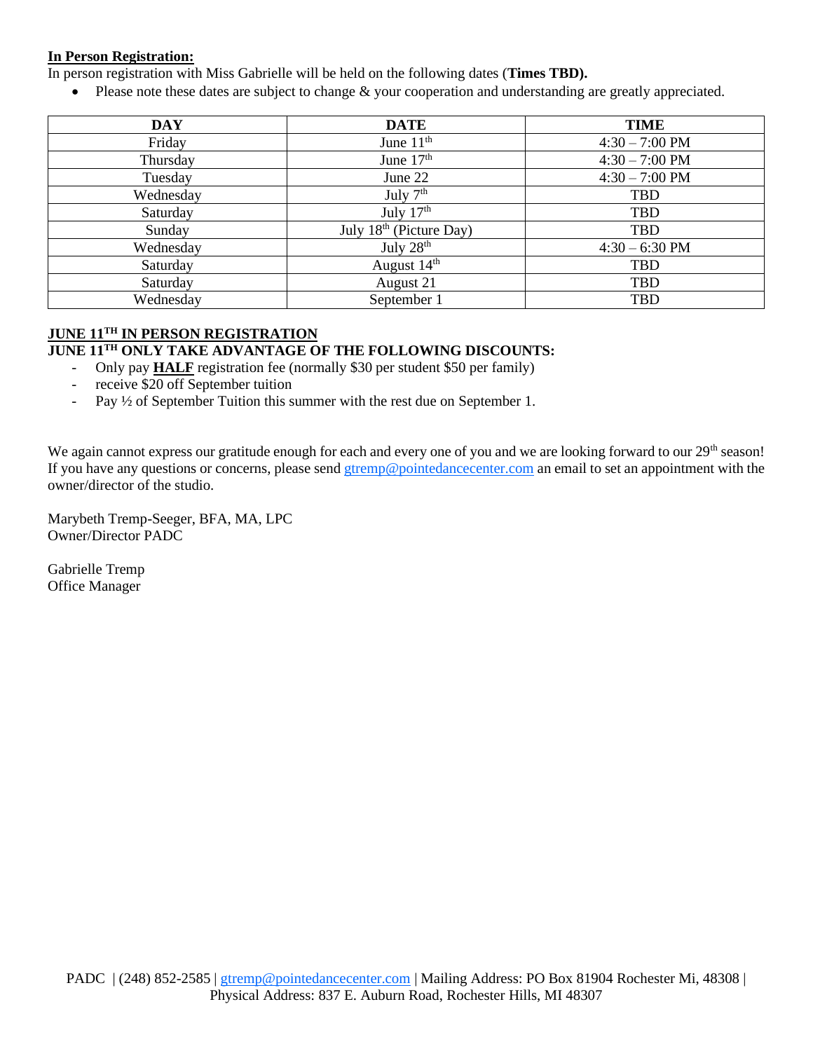**In Person Registration:**

In person registration with Miss Gabrielle will be held on the following dates (**Times TBD).**

- Please note these dates are subject to change & your cooperation and understanding are greatly appreciated.

| DAY | DATE | TIME |
|---|---|---|
| Friday | June 11th | 4:30 – 7:00 PM |
| Thursday | June 17th | 4:30 – 7:00 PM |
| Tuesday | June 22 | 4:30 – 7:00 PM |
| Wednesday | July 7th | TBD |
| Saturday | July 17th | TBD |
| Sunday | July 18th (Picture Day) | TBD |
| Wednesday | July 28th | 4:30 – 6:30 PM |
| Saturday | August 14th | TBD |
| Saturday | August 21 | TBD |
| Wednesday | September 1 | TBD |

**JUNE 11TH IN PERSON REGISTRATION**

**JUNE 11TH ONLY TAKE ADVANTAGE OF THE FOLLOWING DISCOUNTS:**

- Only pay **HALF** registration fee (normally $30 per student $50 per family)
- receive $20 off September tuition
- Pay ½ of September Tuition this summer with the rest due on September 1.

We again cannot express our gratitude enough for each and every one of you and we are looking forward to our 29th season! If you have any questions or concerns, please send gtremp@pointedancecenter.com an email to set an appointment with the owner/director of the studio.

Marybeth Tremp-Seeger, BFA, MA, LPC
Owner/Director PADC

Gabrielle Tremp
Office Manager

PADC | (248) 852-2585 | gtremp@pointedancecenter.com | Mailing Address: PO Box 81904 Rochester Mi, 48308 | Physical Address: 837 E. Auburn Road, Rochester Hills, MI 48307